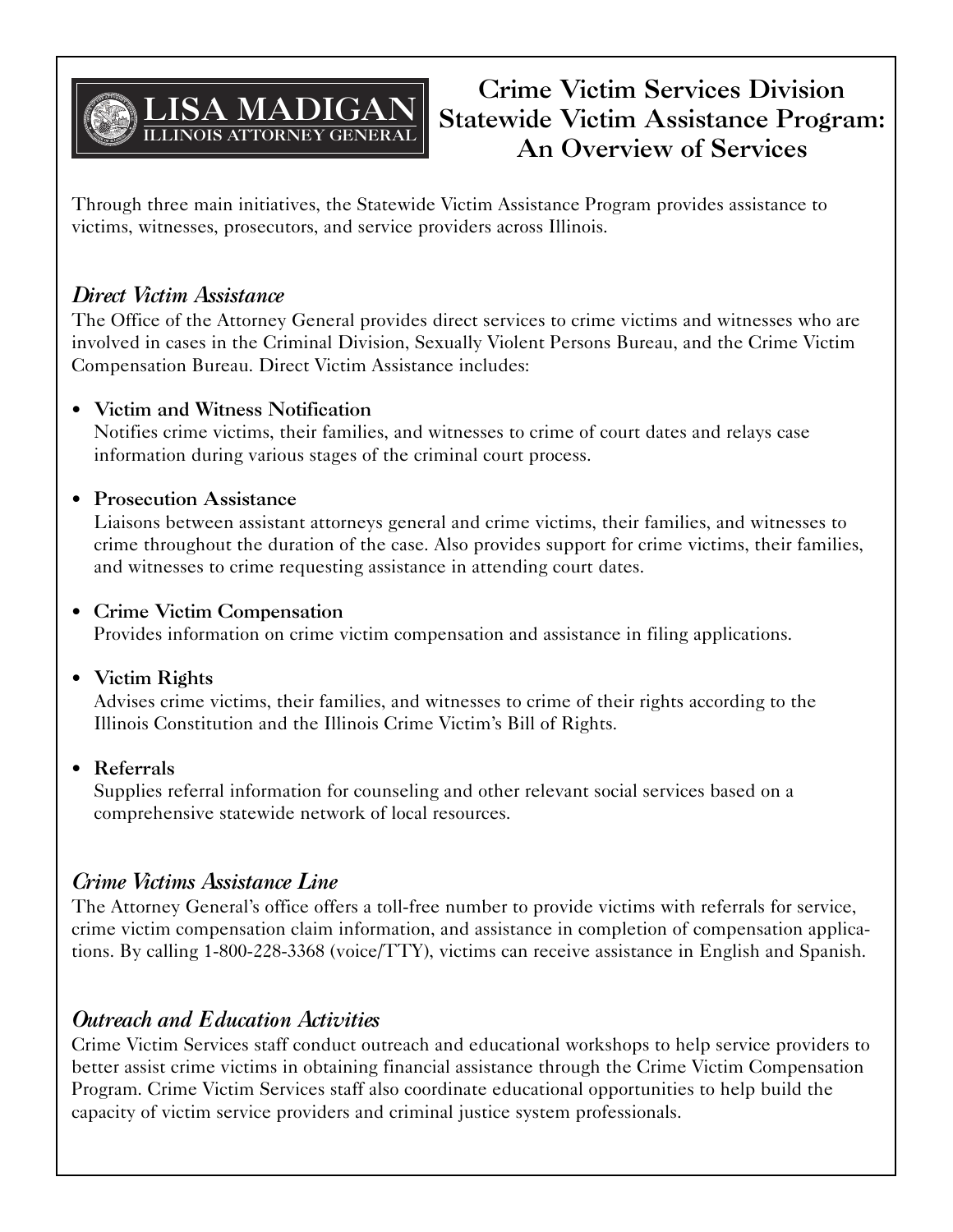LISA MADIGAN
ILLINOIS ATTORNEY GENERAL

# Crime Victim Services Division Statewide Victim Assistance Program: An Overview of Services

Through three main initiatives, the Statewide Victim Assistance Program provides assistance to victims, witnesses, prosecutors, and service providers across Illinois.

## *Direct Victim Assistance*

The Office of the Attorney General provides direct services to crime victims and witnesses who are involved in cases in the Criminal Division, Sexually Violent Persons Bureau, and the Crime Victim Compensation Bureau. Direct Victim Assistance includes:

- **Victim and Witness Notification**
  Notifies crime victims, their families, and witnesses to crime of court dates and relays case information during various stages of the criminal court process.

- **Prosecution Assistance**
  Liaisons between assistant attorneys general and crime victims, their families, and witnesses to crime throughout the duration of the case. Also provides support for crime victims, their families, and witnesses to crime requesting assistance in attending court dates.

- **Crime Victim Compensation**
  Provides information on crime victim compensation and assistance in filing applications.

- **Victim Rights**
  Advises crime victims, their families, and witnesses to crime of their rights according to the Illinois Constitution and the Illinois Crime Victim's Bill of Rights.

- **Referrals**
  Supplies referral information for counseling and other relevant social services based on a comprehensive statewide network of local resources.

## *Crime Victims Assistance Line*

The Attorney General's office offers a toll-free number to provide victims with referrals for service, crime victim compensation claim information, and assistance in completion of compensation applications. By calling 1-800-228-3368 (voice/TTY), victims can receive assistance in English and Spanish.

## *Outreach and Education Activities*

Crime Victim Services staff conduct outreach and educational workshops to help service providers to better assist crime victims in obtaining financial assistance through the Crime Victim Compensation Program. Crime Victim Services staff also coordinate educational opportunities to help build the capacity of victim service providers and criminal justice system professionals.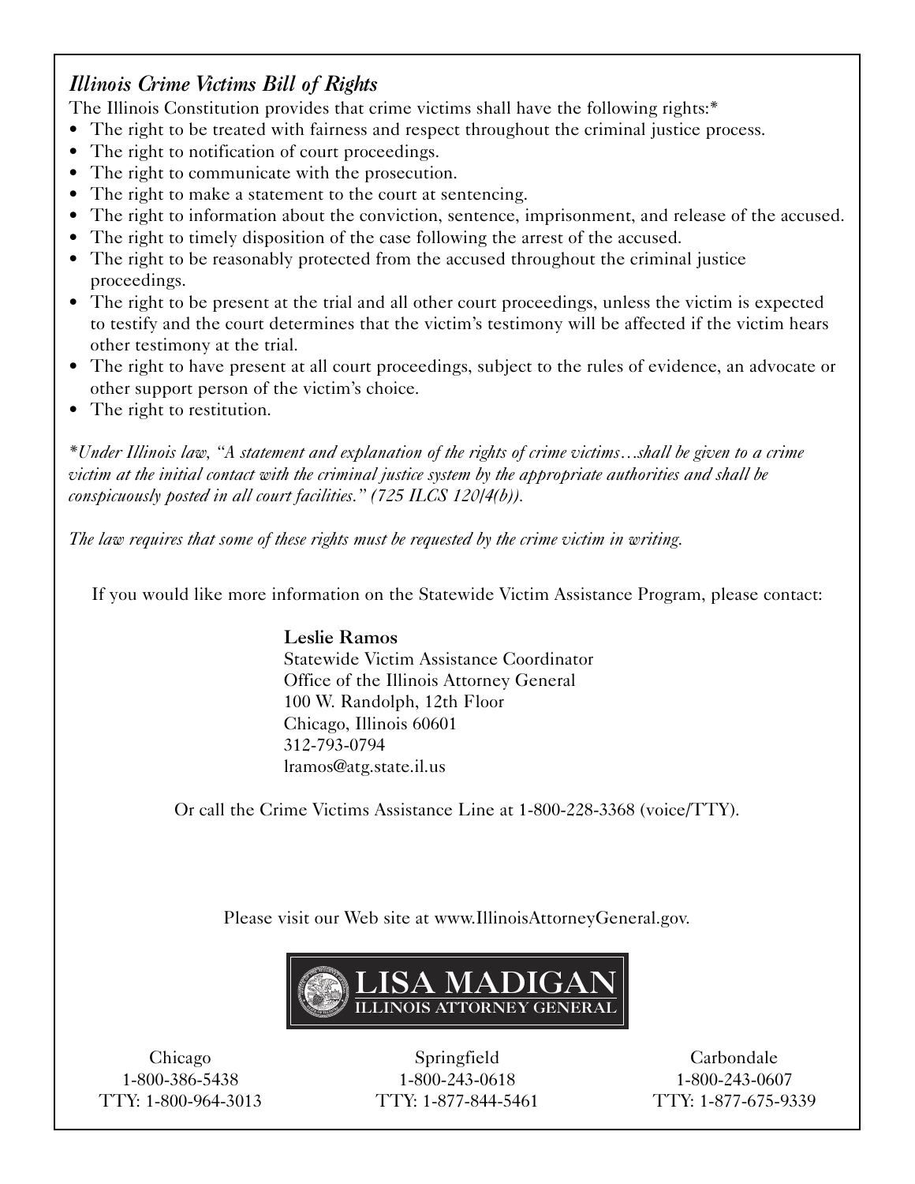## *Illinois Crime Victims Bill of Rights*

The Illinois Constitution provides that crime victims shall have the following rights:*

- The right to be treated with fairness and respect throughout the criminal justice process.
- The right to notification of court proceedings.
- The right to communicate with the prosecution.
- The right to make a statement to the court at sentencing.
- The right to information about the conviction, sentence, imprisonment, and release of the accused.
- The right to timely disposition of the case following the arrest of the accused.
- The right to be reasonably protected from the accused throughout the criminal justice proceedings.
- The right to be present at the trial and all other court proceedings, unless the victim is expected to testify and the court determines that the victim's testimony will be affected if the victim hears other testimony at the trial.
- The right to have present at all court proceedings, subject to the rules of evidence, an advocate or other support person of the victim's choice.
- The right to restitution.

*\*Under Illinois law, "A statement and explanation of the rights of crime victims…shall be given to a crime victim at the initial contact with the criminal justice system by the appropriate authorities and shall be conspicuously posted in all court facilities." (725 ILCS 120/4(b)).*

*The law requires that some of these rights must be requested by the crime victim in writing.*

If you would like more information on the Statewide Victim Assistance Program, please contact:

**Leslie Ramos**
Statewide Victim Assistance Coordinator
Office of the Illinois Attorney General
100 W. Randolph, 12th Floor
Chicago, Illinois 60601
312-793-0794
lramos@atg.state.il.us

Or call the Crime Victims Assistance Line at 1-800-228-3368 (voice/TTY).

Please visit our Web site at www.IllinoisAttorneyGeneral.gov.

LISA MADIGAN
ILLINOIS ATTORNEY GENERAL

| Chicago | Springfield | Carbondale |
|---|---|---|
| 1-800-386-5438 | 1-800-243-0618 | 1-800-243-0607 |
| TTY: 1-800-964-3013 | TTY: 1-877-844-5461 | TTY: 1-877-675-9339 |